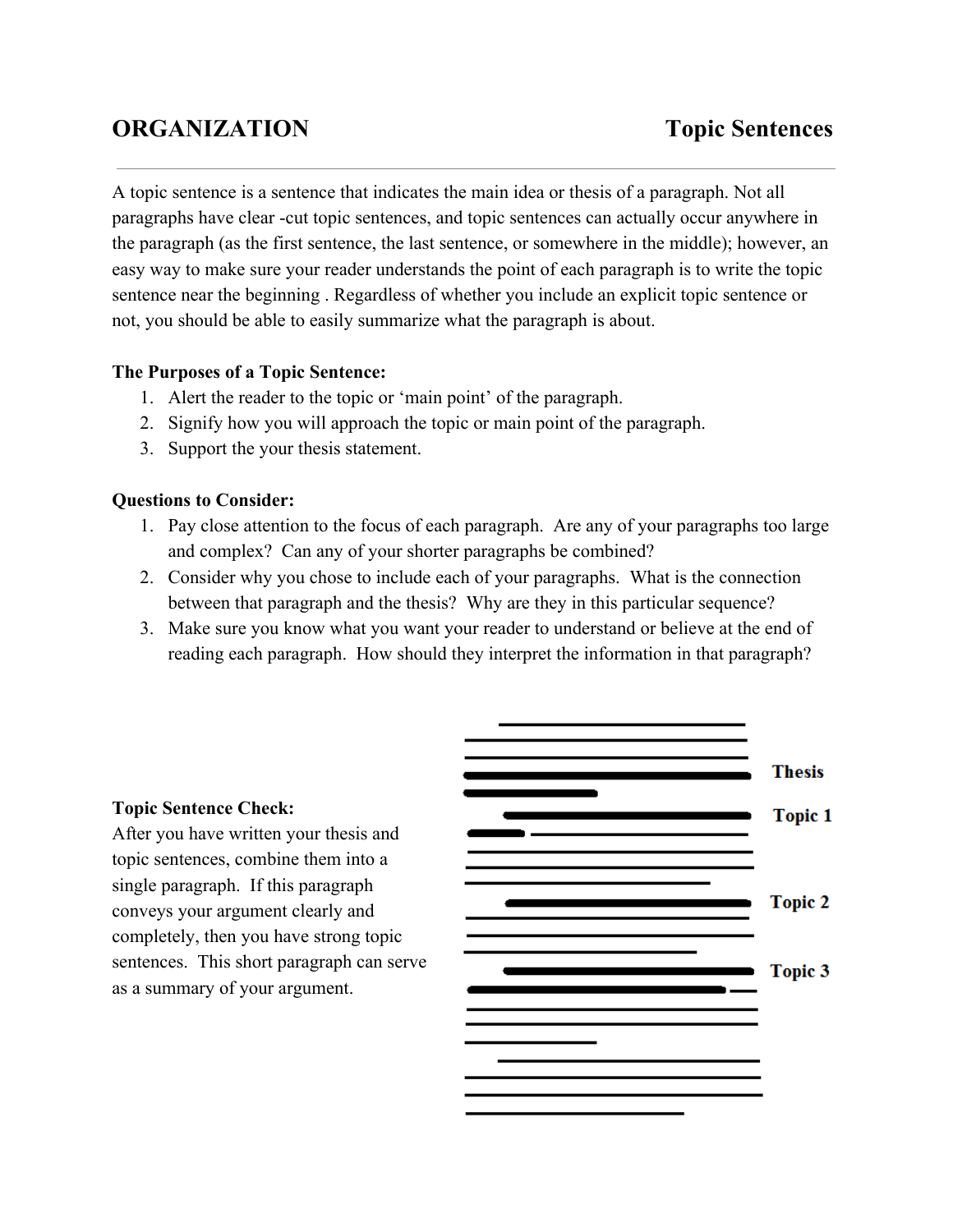# ORGANIZATION — Topic Sentences

A topic sentence is a sentence that indicates the main idea or thesis of a paragraph. Not all paragraphs have clear -cut topic sentences, and topic sentences can actually occur anywhere in the paragraph (as the first sentence, the last sentence, or somewhere in the middle); however, an easy way to make sure your reader understands the point of each paragraph is to write the topic sentence near the beginning . Regardless of whether you include an explicit topic sentence or not, you should be able to easily summarize what the paragraph is about.

**The Purposes of a Topic Sentence:**

1. Alert the reader to the topic or 'main point' of the paragraph.
2. Signify how you will approach the topic or main point of the paragraph.
3. Support the your thesis statement.

**Questions to Consider:**

1. Pay close attention to the focus of each paragraph. Are any of your paragraphs too large and complex? Can any of your shorter paragraphs be combined?
2. Consider why you chose to include each of your paragraphs. What is the connection between that paragraph and the thesis? Why are they in this particular sequence?
3. Make sure you know what you want your reader to understand or believe at the end of reading each paragraph. How should they interpret the information in that paragraph?

**Topic Sentence Check:**
After you have written your thesis and topic sentences, combine them into a single paragraph. If this paragraph conveys your argument clearly and completely, then you have strong topic sentences. This short paragraph can serve as a summary of your argument.

Thesis

Topic 1

Topic 2

Topic 3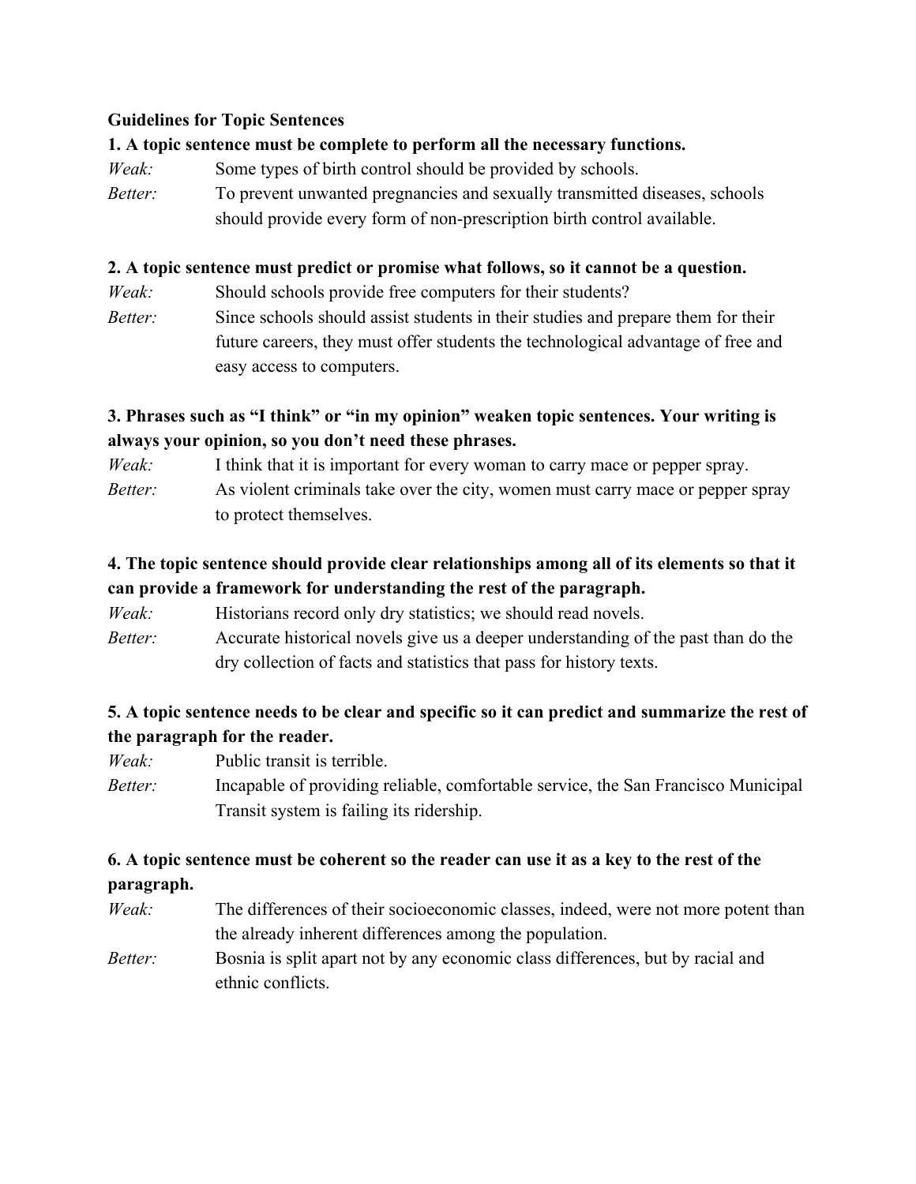**Guidelines for Topic Sentences**

**1. A topic sentence must be complete to perform all the necessary functions.**

*Weak:* Some types of birth control should be provided by schools.

*Better:* To prevent unwanted pregnancies and sexually transmitted diseases, schools should provide every form of non-prescription birth control available.

**2. A topic sentence must predict or promise what follows, so it cannot be a question.**

*Weak:* Should schools provide free computers for their students?

*Better:* Since schools should assist students in their studies and prepare them for their future careers, they must offer students the technological advantage of free and easy access to computers.

**3. Phrases such as "I think" or "in my opinion" weaken topic sentences. Your writing is always your opinion, so you don't need these phrases.**

*Weak:* I think that it is important for every woman to carry mace or pepper spray.

*Better:* As violent criminals take over the city, women must carry mace or pepper spray to protect themselves.

**4. The topic sentence should provide clear relationships among all of its elements so that it can provide a framework for understanding the rest of the paragraph.**

*Weak:* Historians record only dry statistics; we should read novels.

*Better:* Accurate historical novels give us a deeper understanding of the past than do the dry collection of facts and statistics that pass for history texts.

**5. A topic sentence needs to be clear and specific so it can predict and summarize the rest of the paragraph for the reader.**

*Weak:* Public transit is terrible.

*Better:* Incapable of providing reliable, comfortable service, the San Francisco Municipal Transit system is failing its ridership.

**6. A topic sentence must be coherent so the reader can use it as a key to the rest of the paragraph.**

*Weak:* The differences of their socioeconomic classes, indeed, were not more potent than the already inherent differences among the population.

*Better:* Bosnia is split apart not by any economic class differences, but by racial and ethnic conflicts.